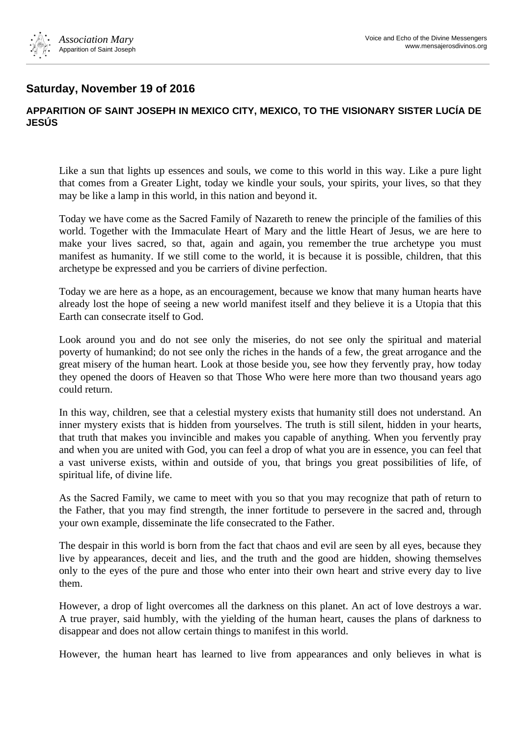## Saturday, November 19 of 2016

### APPARITION OF SAINT JOSEPH IN MEXICO CITY, MEXICO, TO THE VISIONARY SISTER LUCÍA DE JESÚS

Like a sun that lights up essences and souls, we come to this world in this way. Like a pure light that comes from a Greater Light, today we kindle your souls, your spirits, your lives, so that they may be like a lamp in this world, in this nation and beyond it.

Today we have come as the Sacred Family of Nazareth to renew the principle of the families of this world. Together with the Immaculate Heart of Mary and the little Heart of Jesus, we are here to make your lives sacred, so that, again and again, you remember the true archetype you must manifest as humanity. If we still come to the world, it is because it is possible, children, that this archetype be expressed and you be carriers of divine perfection.

Today we are here as a hope, as an encouragement, because we know that many human hearts have already lost the hope of seeing a new world manifest itself and they believe it is a Utopia that this Earth can consecrate itself to God.

Look around you and do not see only the miseries, do not see only the spiritual and material poverty of humankind; do not see only the riches in the hands of a few, the great arrogance and the great misery of the human heart. Look at those beside you, see how they fervently pray, how today they opened the doors of Heaven so that Those Who were here more than two thousand years ago could return.

In this way, children, see that a celestial mystery exists that humanity still does not understand. An inner mystery exists that is hidden from yourselves. The truth is still silent, hidden in your hearts, that truth that makes you invincible and makes you capable of anything. When you fervently pray and when you are united with God, you can feel a drop of what you are in essence, you can feel that a vast universe exists, within and outside of you, that brings you great possibilities of life, of spiritual life, of divine life.

As the Sacred Family, we came to meet with you so that you may recognize that path of return to the Father, that you may find strength, the inner fortitude to persevere in the sacred and, through your own example, disseminate the life consecrated to the Father.

The despair in this world is born from the fact that chaos and evil are seen by all eyes, because they live by appearances, deceit and lies, and the truth and the good are hidden, showing themselves only to the eyes of the pure and those who enter into their own heart and strive every day to live them.

However, a drop of light overcomes all the darkness on this planet. An act of love destroys a war. A true prayer, said humbly, with the yielding of the human heart, causes the plans of darkness to disappear and does not allow certain things to manifest in this world.

However, the human heart has learned to live from appearances and only believes in what is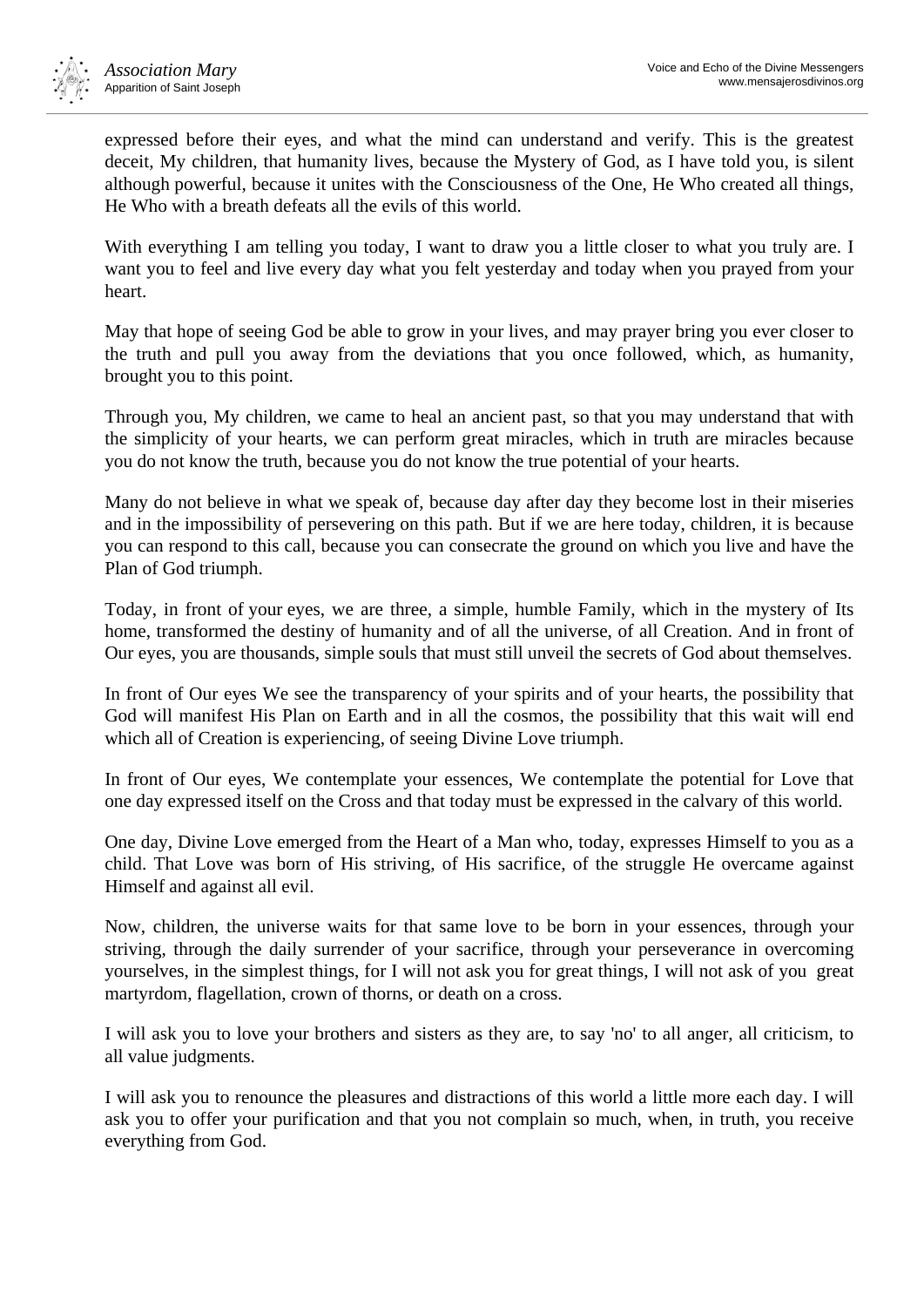expressed before their eyes, and what the mind can understand and verify. This is the greatest deceit, My children, that humanity lives, because the Mystery of God, as I have told you, is silent although powerful, because it unites with the Consciousness of the One, He Who created all things, He Who with a breath defeats all the evils of this world.

With everything I am telling you today, I want to draw you a little closer to what you truly are. I want you to feel and live every day what you felt yesterday and today when you prayed from your heart.

May that hope of seeing God be able to grow in your lives, and may prayer bring you ever closer to the truth and pull you away from the deviations that you once followed, which, as humanity, brought you to this point.

Through you, My children, we came to heal an ancient past, so that you may understand that with the simplicity of your hearts, we can perform great miracles, which in truth are miracles because you do not know the truth, because you do not know the true potential of your hearts.

Many do not believe in what we speak of, because day after day they become lost in their miseries and in the impossibility of persevering on this path. But if we are here today, children, it is because you can respond to this call, because you can consecrate the ground on which you live and have the Plan of God triumph.

Today, in front of your eyes, we are three, a simple, humble Family, which in the mystery of Its home, transformed the destiny of humanity and of all the universe, of all Creation. And in front of Our eyes, you are thousands, simple souls that must still unveil the secrets of God about themselves.

In front of Our eyes We see the transparency of your spirits and of your hearts, the possibility that God will manifest His Plan on Earth and in all the cosmos, the possibility that this wait will end which all of Creation is experiencing, of seeing Divine Love triumph.

In front of Our eyes, We contemplate your essences, We contemplate the potential for Love that one day expressed itself on the Cross and that today must be expressed in the calvary of this world.

One day, Divine Love emerged from the Heart of a Man who, today, expresses Himself to you as a child. That Love was born of His striving, of His sacrifice, of the struggle He overcame against Himself and against all evil.

Now, children, the universe waits for that same love to be born in your essences, through your striving, through the daily surrender of your sacrifice, through your perseverance in overcoming yourselves, in the simplest things, for I will not ask you for great things, I will not ask of you great martyrdom, flagellation, crown of thorns, or death on a cross.

I will ask you to love your brothers and sisters as they are, to say 'no' to all anger, all criticism, to all value judgments.

I will ask you to renounce the pleasures and distractions of this world a little more each day. I will ask you to offer your purification and that you not complain so much, when, in truth, you receive everything from God.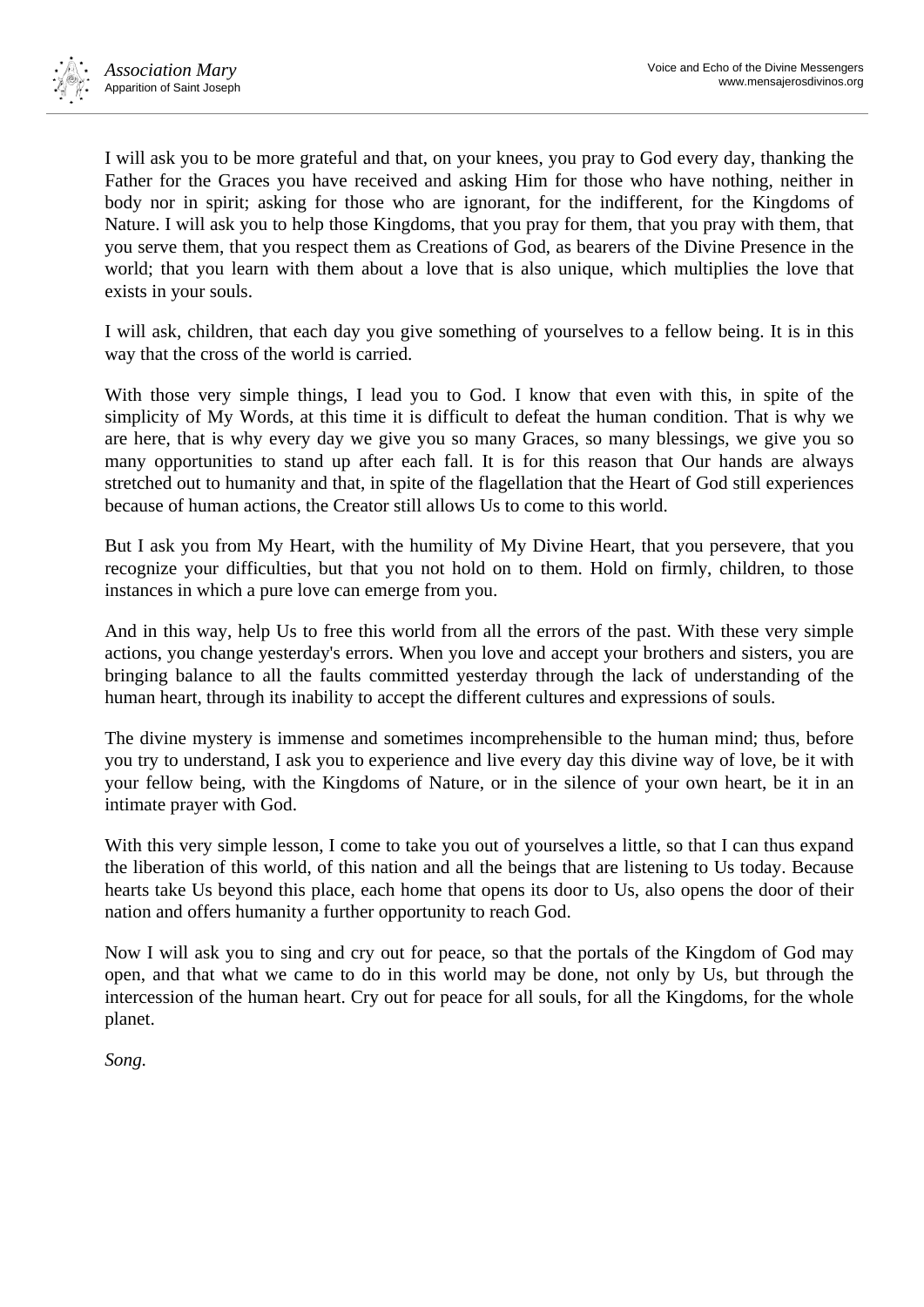I will ask you to be more grateful and that, on your knees, you pray to God every day, thanking the Father for the Graces you have received and asking Him for those who have nothing, neither in body nor in spirit; asking for those who are ignorant, for the indifferent, for the Kingdoms of Nature. I will ask you to help those Kingdoms, that you pray for them, that you pray with them, that you serve them, that you respect them as Creations of God, as bearers of the Divine Presence in the world; that you learn with them about a love that is also unique, which multiplies the love that exists in your souls.

I will ask, children, that each day you give something of yourselves to a fellow being. It is in this way that the cross of the world is carried.

With those very simple things, I lead you to God. I know that even with this, in spite of the simplicity of My Words, at this time it is difficult to defeat the human condition. That is why we are here, that is why every day we give you so many Graces, so many blessings, we give you so many opportunities to stand up after each fall. It is for this reason that Our hands are always stretched out to humanity and that, in spite of the flagellation that the Heart of God still experiences because of human actions, the Creator still allows Us to come to this world.

But I ask you from My Heart, with the humility of My Divine Heart, that you persevere, that you recognize your difficulties, but that you not hold on to them. Hold on firmly, children, to those instances in which a pure love can emerge from you.

And in this way, help Us to free this world from all the errors of the past. With these very simple actions, you change yesterday's errors. When you love and accept your brothers and sisters, you are bringing balance to all the faults committed yesterday through the lack of understanding of the human heart, through its inability to accept the different cultures and expressions of souls.

The divine mystery is immense and sometimes incomprehensible to the human mind; thus, before you try to understand, I ask you to experience and live every day this divine way of love, be it with your fellow being, with the Kingdoms of Nature, or in the silence of your own heart, be it in an intimate prayer with God.

With this very simple lesson, I come to take you out of yourselves a little, so that I can thus expand the liberation of this world, of this nation and all the beings that are listening to Us today. Because hearts take Us beyond this place, each home that opens its door to Us, also opens the door of their nation and offers humanity a further opportunity to reach God.

Now I will ask you to sing and cry out for peace, so that the portals of the Kingdom of God may open, and that what we came to do in this world may be done, not only by Us, but through the intercession of the human heart. Cry out for peace for all souls, for all the Kingdoms, for the whole planet.

*Song.*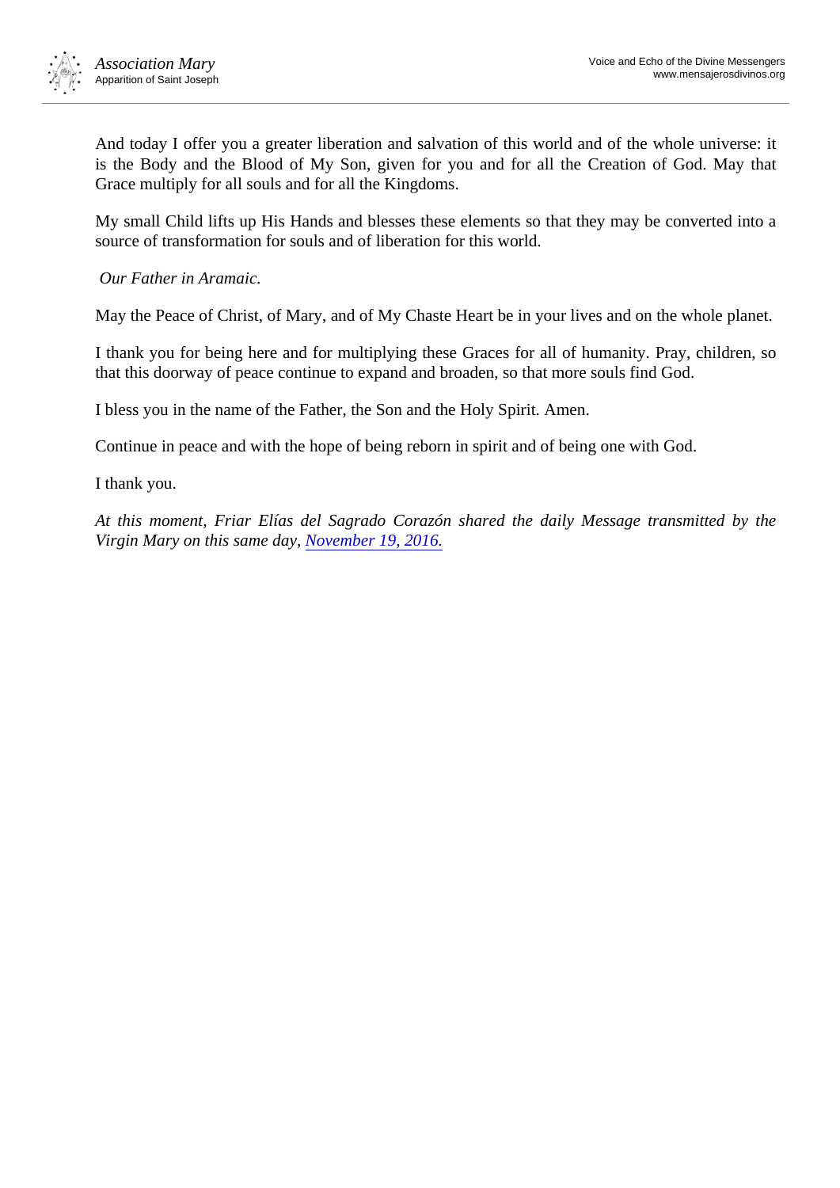And today I offer you a greater liberation and salvation of this world and of the whole universe: it is the Body and the Blood of My Son, given for you and for all the Creation of God. May that Grace multiply for all souls and for all the Kingdoms.

My small Child lifts up His Hands and blesses these elements so that they may be converted into a source of transformation for souls and of liberation for this world.

*Our Father in Aramaic.*

May the Peace of Christ, of Mary, and of My Chaste Heart be in your lives and on the whole planet.

I thank you for being here and for multiplying these Graces for all of humanity. Pray, children, so that this doorway of peace continue to expand and broaden, so that more souls find God.

I bless you in the name of the Father, the Son and the Holy Spirit. Amen.

Continue in peace and with the hope of being reborn in spirit and of being one with God.

I thank you.

*At this moment, Friar Elías del Sagrado Corazón shared the daily Message transmitted by the Virgin Mary on this same day, November 19, 2016.*